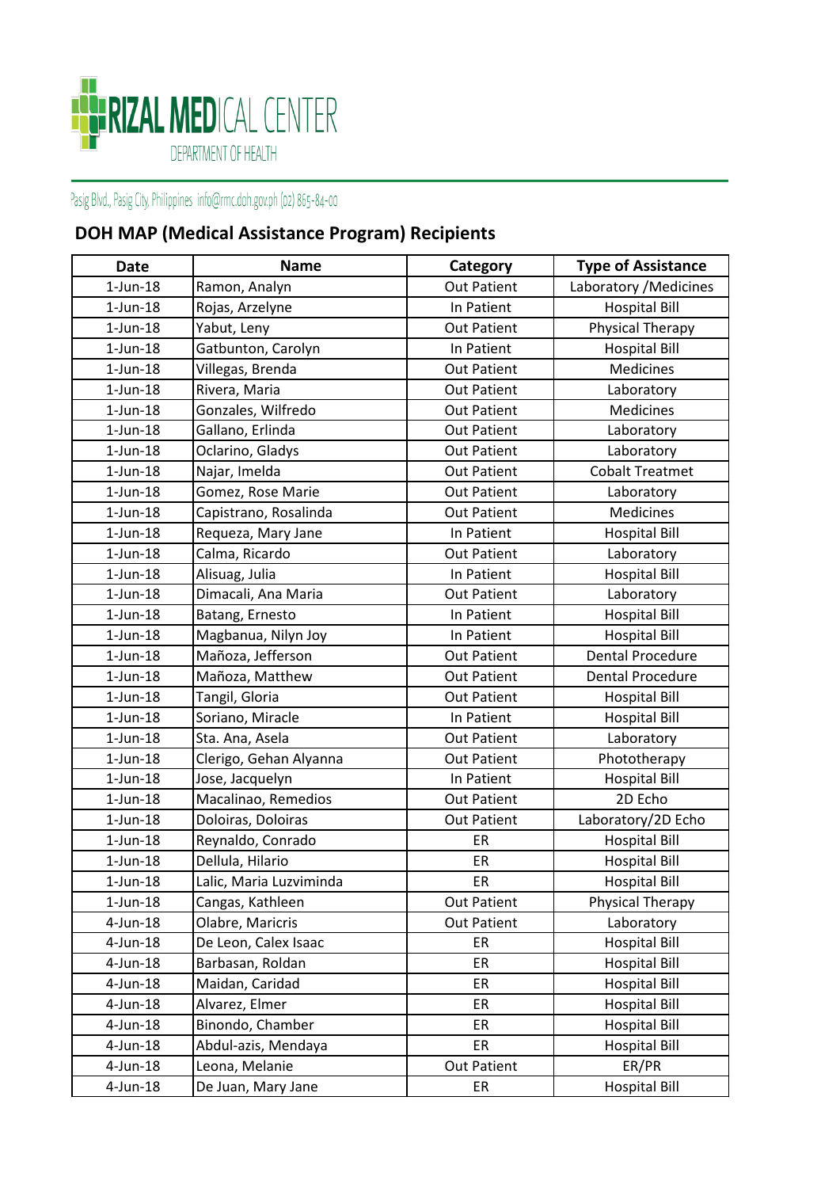RIZAL MEDICAL CENTER
DEPARTMENT OF HEALTH

Pasig Blvd., Pasig City, Philippines info@rmc.doh.gov.ph (02) 865-84-00

## DOH MAP (Medical Assistance Program) Recipients

| Date | Name | Category | Type of Assistance |
|---|---|---|---|
| 1-Jun-18 | Ramon, Analyn | Out Patient | Laboratory /Medicines |
| 1-Jun-18 | Rojas, Arzelyne | In Patient | Hospital Bill |
| 1-Jun-18 | Yabut, Leny | Out Patient | Physical Therapy |
| 1-Jun-18 | Gatbunton, Carolyn | In Patient | Hospital Bill |
| 1-Jun-18 | Villegas, Brenda | Out Patient | Medicines |
| 1-Jun-18 | Rivera, Maria | Out Patient | Laboratory |
| 1-Jun-18 | Gonzales, Wilfredo | Out Patient | Medicines |
| 1-Jun-18 | Gallano, Erlinda | Out Patient | Laboratory |
| 1-Jun-18 | Oclarino, Gladys | Out Patient | Laboratory |
| 1-Jun-18 | Najar, Imelda | Out Patient | Cobalt Treatmet |
| 1-Jun-18 | Gomez, Rose Marie | Out Patient | Laboratory |
| 1-Jun-18 | Capistrano, Rosalinda | Out Patient | Medicines |
| 1-Jun-18 | Requeza, Mary Jane | In Patient | Hospital Bill |
| 1-Jun-18 | Calma, Ricardo | Out Patient | Laboratory |
| 1-Jun-18 | Alisuag, Julia | In Patient | Hospital Bill |
| 1-Jun-18 | Dimacali, Ana Maria | Out Patient | Laboratory |
| 1-Jun-18 | Batang, Ernesto | In Patient | Hospital Bill |
| 1-Jun-18 | Magbanua, Nilyn Joy | In Patient | Hospital Bill |
| 1-Jun-18 | Mañoza, Jefferson | Out Patient | Dental Procedure |
| 1-Jun-18 | Mañoza, Matthew | Out Patient | Dental Procedure |
| 1-Jun-18 | Tangil, Gloria | Out Patient | Hospital Bill |
| 1-Jun-18 | Soriano, Miracle | In Patient | Hospital Bill |
| 1-Jun-18 | Sta. Ana, Asela | Out Patient | Laboratory |
| 1-Jun-18 | Clerigo, Gehan Alyanna | Out Patient | Phototherapy |
| 1-Jun-18 | Jose, Jacquelyn | In Patient | Hospital Bill |
| 1-Jun-18 | Macalinao, Remedios | Out Patient | 2D Echo |
| 1-Jun-18 | Doloiras, Doloiras | Out Patient | Laboratory/2D Echo |
| 1-Jun-18 | Reynaldo, Conrado | ER | Hospital Bill |
| 1-Jun-18 | Dellula, Hilario | ER | Hospital Bill |
| 1-Jun-18 | Lalic, Maria Luzviminda | ER | Hospital Bill |
| 1-Jun-18 | Cangas, Kathleen | Out Patient | Physical Therapy |
| 4-Jun-18 | Olabre, Maricris | Out Patient | Laboratory |
| 4-Jun-18 | De Leon, Calex Isaac | ER | Hospital Bill |
| 4-Jun-18 | Barbasan, Roldan | ER | Hospital Bill |
| 4-Jun-18 | Maidan, Caridad | ER | Hospital Bill |
| 4-Jun-18 | Alvarez, Elmer | ER | Hospital Bill |
| 4-Jun-18 | Binondo, Chamber | ER | Hospital Bill |
| 4-Jun-18 | Abdul-azis, Mendaya | ER | Hospital Bill |
| 4-Jun-18 | Leona, Melanie | Out Patient | ER/PR |
| 4-Jun-18 | De Juan, Mary Jane | ER | Hospital Bill |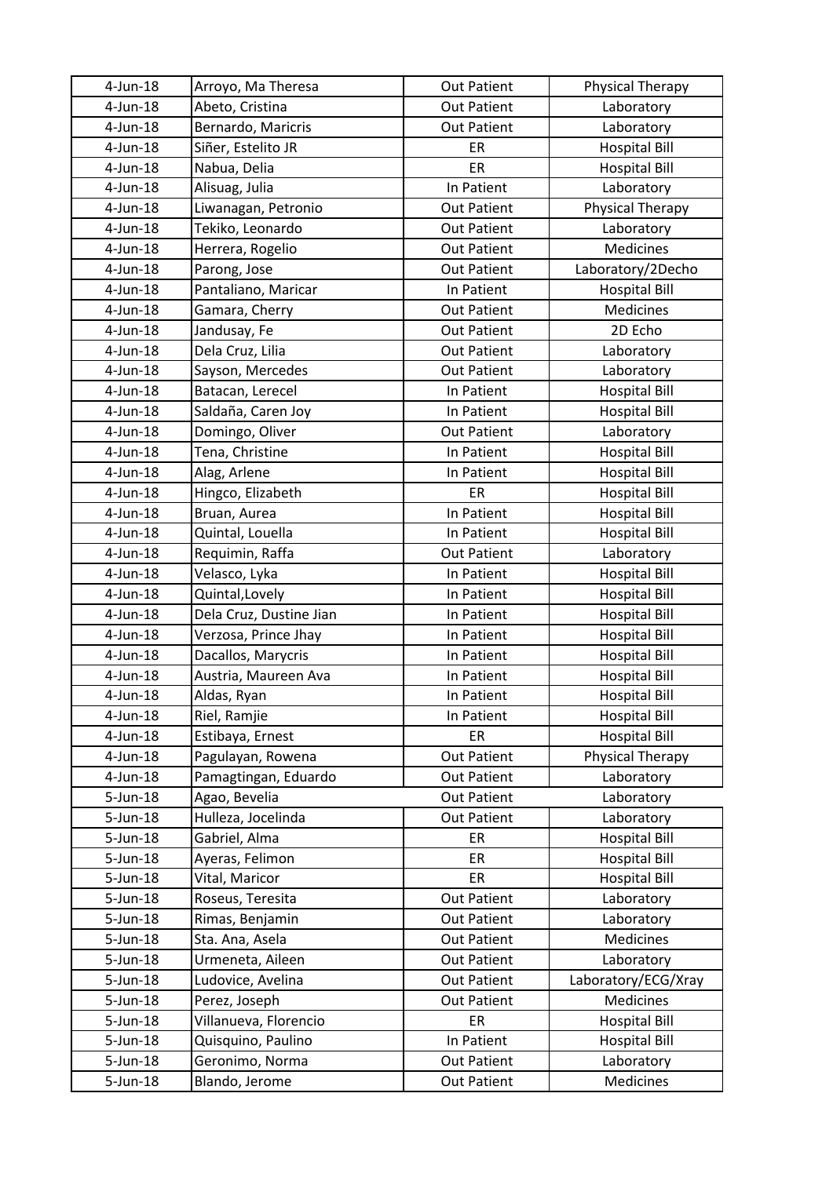| 4-Jun-18 | Arroyo, Ma Theresa | Out Patient | Physical Therapy |
|---|---|---|---|
| 4-Jun-18 | Abeto, Cristina | Out Patient | Laboratory |
| 4-Jun-18 | Bernardo, Maricris | Out Patient | Laboratory |
| 4-Jun-18 | Siñer, Estelito JR | ER | Hospital Bill |
| 4-Jun-18 | Nabua, Delia | ER | Hospital Bill |
| 4-Jun-18 | Alisuag, Julia | In Patient | Laboratory |
| 4-Jun-18 | Liwanagan, Petronio | Out Patient | Physical Therapy |
| 4-Jun-18 | Tekiko, Leonardo | Out Patient | Laboratory |
| 4-Jun-18 | Herrera, Rogelio | Out Patient | Medicines |
| 4-Jun-18 | Parong, Jose | Out Patient | Laboratory/2Decho |
| 4-Jun-18 | Pantaliano, Maricar | In Patient | Hospital Bill |
| 4-Jun-18 | Gamara, Cherry | Out Patient | Medicines |
| 4-Jun-18 | Jandusay, Fe | Out Patient | 2D Echo |
| 4-Jun-18 | Dela Cruz, Lilia | Out Patient | Laboratory |
| 4-Jun-18 | Sayson, Mercedes | Out Patient | Laboratory |
| 4-Jun-18 | Batacan, Lerecel | In Patient | Hospital Bill |
| 4-Jun-18 | Saldaña, Caren Joy | In Patient | Hospital Bill |
| 4-Jun-18 | Domingo, Oliver | Out Patient | Laboratory |
| 4-Jun-18 | Tena, Christine | In Patient | Hospital Bill |
| 4-Jun-18 | Alag, Arlene | In Patient | Hospital Bill |
| 4-Jun-18 | Hingco, Elizabeth | ER | Hospital Bill |
| 4-Jun-18 | Bruan, Aurea | In Patient | Hospital Bill |
| 4-Jun-18 | Quintal, Louella | In Patient | Hospital Bill |
| 4-Jun-18 | Requimin, Raffa | Out Patient | Laboratory |
| 4-Jun-18 | Velasco, Lyka | In Patient | Hospital Bill |
| 4-Jun-18 | Quintal,Lovely | In Patient | Hospital Bill |
| 4-Jun-18 | Dela Cruz, Dustine Jian | In Patient | Hospital Bill |
| 4-Jun-18 | Verzosa, Prince Jhay | In Patient | Hospital Bill |
| 4-Jun-18 | Dacallos, Marycris | In Patient | Hospital Bill |
| 4-Jun-18 | Austria, Maureen Ava | In Patient | Hospital Bill |
| 4-Jun-18 | Aldas, Ryan | In Patient | Hospital Bill |
| 4-Jun-18 | Riel, Ramjie | In Patient | Hospital Bill |
| 4-Jun-18 | Estibaya, Ernest | ER | Hospital Bill |
| 4-Jun-18 | Pagulayan, Rowena | Out Patient | Physical Therapy |
| 4-Jun-18 | Pamagtingan, Eduardo | Out Patient | Laboratory |
| 5-Jun-18 | Agao, Bevelia | Out Patient | Laboratory |
| 5-Jun-18 | Hulleza, Jocelinda | Out Patient | Laboratory |
| 5-Jun-18 | Gabriel, Alma | ER | Hospital Bill |
| 5-Jun-18 | Ayeras, Felimon | ER | Hospital Bill |
| 5-Jun-18 | Vital, Maricor | ER | Hospital Bill |
| 5-Jun-18 | Roseus, Teresita | Out Patient | Laboratory |
| 5-Jun-18 | Rimas, Benjamin | Out Patient | Laboratory |
| 5-Jun-18 | Sta. Ana, Asela | Out Patient | Medicines |
| 5-Jun-18 | Urmeneta, Aileen | Out Patient | Laboratory |
| 5-Jun-18 | Ludovice, Avelina | Out Patient | Laboratory/ECG/Xray |
| 5-Jun-18 | Perez, Joseph | Out Patient | Medicines |
| 5-Jun-18 | Villanueva, Florencio | ER | Hospital Bill |
| 5-Jun-18 | Quisquino, Paulino | In Patient | Hospital Bill |
| 5-Jun-18 | Geronimo, Norma | Out Patient | Laboratory |
| 5-Jun-18 | Blando, Jerome | Out Patient | Medicines |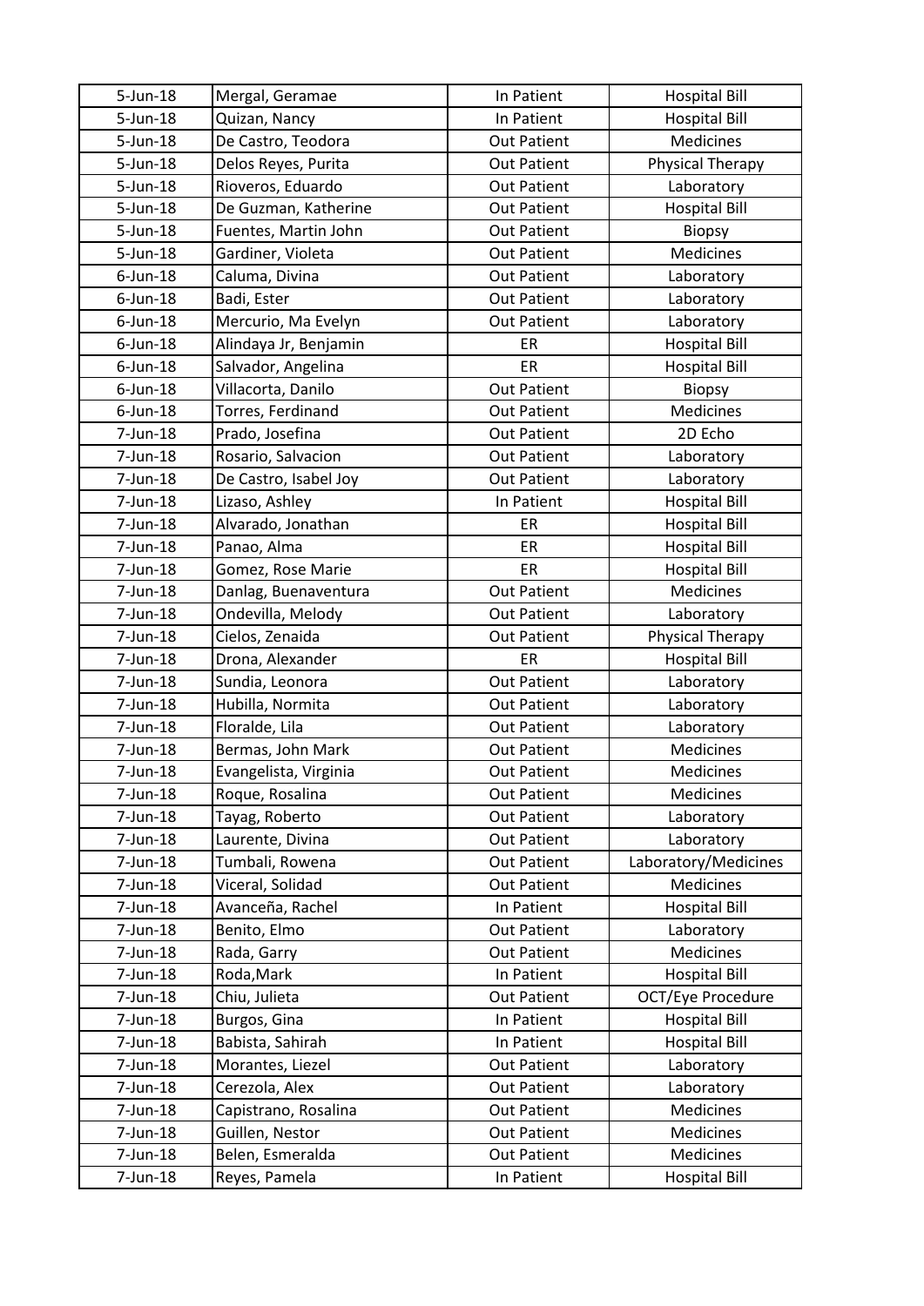| | | | |
|---|---|---|---|
| 5-Jun-18 | Mergal, Geramae | In Patient | Hospital Bill |
| 5-Jun-18 | Quizan, Nancy | In Patient | Hospital Bill |
| 5-Jun-18 | De Castro, Teodora | Out Patient | Medicines |
| 5-Jun-18 | Delos Reyes, Purita | Out Patient | Physical Therapy |
| 5-Jun-18 | Rioveros, Eduardo | Out Patient | Laboratory |
| 5-Jun-18 | De Guzman, Katherine | Out Patient | Hospital Bill |
| 5-Jun-18 | Fuentes, Martin John | Out Patient | Biopsy |
| 5-Jun-18 | Gardiner, Violeta | Out Patient | Medicines |
| 6-Jun-18 | Caluma, Divina | Out Patient | Laboratory |
| 6-Jun-18 | Badi, Ester | Out Patient | Laboratory |
| 6-Jun-18 | Mercurio, Ma Evelyn | Out Patient | Laboratory |
| 6-Jun-18 | Alindaya Jr, Benjamin | ER | Hospital Bill |
| 6-Jun-18 | Salvador, Angelina | ER | Hospital Bill |
| 6-Jun-18 | Villacorta, Danilo | Out Patient | Biopsy |
| 6-Jun-18 | Torres, Ferdinand | Out Patient | Medicines |
| 7-Jun-18 | Prado, Josefina | Out Patient | 2D Echo |
| 7-Jun-18 | Rosario, Salvacion | Out Patient | Laboratory |
| 7-Jun-18 | De Castro, Isabel Joy | Out Patient | Laboratory |
| 7-Jun-18 | Lizaso, Ashley | In Patient | Hospital Bill |
| 7-Jun-18 | Alvarado, Jonathan | ER | Hospital Bill |
| 7-Jun-18 | Panao, Alma | ER | Hospital Bill |
| 7-Jun-18 | Gomez, Rose Marie | ER | Hospital Bill |
| 7-Jun-18 | Danlag, Buenaventura | Out Patient | Medicines |
| 7-Jun-18 | Ondevilla, Melody | Out Patient | Laboratory |
| 7-Jun-18 | Cielos, Zenaida | Out Patient | Physical Therapy |
| 7-Jun-18 | Drona, Alexander | ER | Hospital Bill |
| 7-Jun-18 | Sundia, Leonora | Out Patient | Laboratory |
| 7-Jun-18 | Hubilla, Normita | Out Patient | Laboratory |
| 7-Jun-18 | Floralde, Lila | Out Patient | Laboratory |
| 7-Jun-18 | Bermas, John Mark | Out Patient | Medicines |
| 7-Jun-18 | Evangelista, Virginia | Out Patient | Medicines |
| 7-Jun-18 | Roque, Rosalina | Out Patient | Medicines |
| 7-Jun-18 | Tayag, Roberto | Out Patient | Laboratory |
| 7-Jun-18 | Laurente, Divina | Out Patient | Laboratory |
| 7-Jun-18 | Tumbali, Rowena | Out Patient | Laboratory/Medicines |
| 7-Jun-18 | Viceral, Solidad | Out Patient | Medicines |
| 7-Jun-18 | Avanceña, Rachel | In Patient | Hospital Bill |
| 7-Jun-18 | Benito, Elmo | Out Patient | Laboratory |
| 7-Jun-18 | Rada, Garry | Out Patient | Medicines |
| 7-Jun-18 | Roda,Mark | In Patient | Hospital Bill |
| 7-Jun-18 | Chiu, Julieta | Out Patient | OCT/Eye Procedure |
| 7-Jun-18 | Burgos, Gina | In Patient | Hospital Bill |
| 7-Jun-18 | Babista, Sahirah | In Patient | Hospital Bill |
| 7-Jun-18 | Morantes, Liezel | Out Patient | Laboratory |
| 7-Jun-18 | Cerezola, Alex | Out Patient | Laboratory |
| 7-Jun-18 | Capistrano, Rosalina | Out Patient | Medicines |
| 7-Jun-18 | Guillen, Nestor | Out Patient | Medicines |
| 7-Jun-18 | Belen, Esmeralda | Out Patient | Medicines |
| 7-Jun-18 | Reyes, Pamela | In Patient | Hospital Bill |